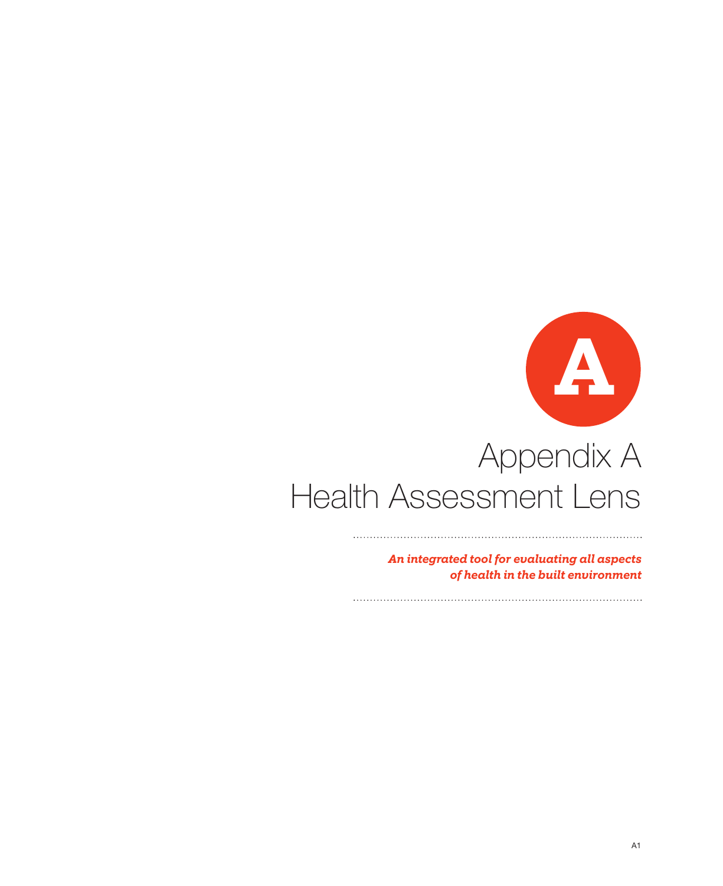A

# Appendix A
# Health Assessment Lens

***An integrated tool for evaluating all aspects of health in the built environment***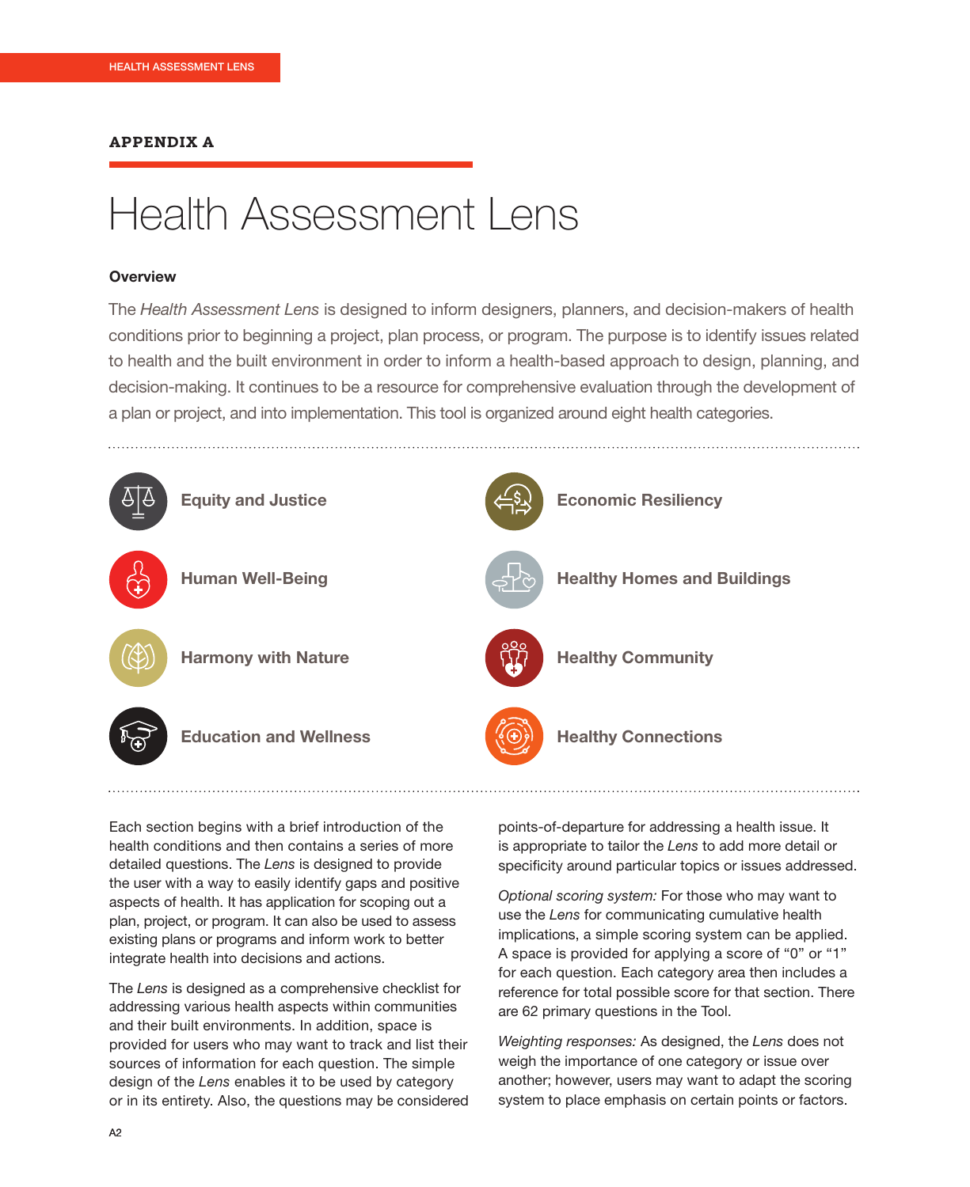**APPENDIX A**

# Health Assessment Lens

### Overview

The *Health Assessment Lens* is designed to inform designers, planners, and decision-makers of health conditions prior to beginning a project, plan process, or program. The purpose is to identify issues related to health and the built environment in order to inform a health-based approach to design, planning, and decision-making. It continues to be a resource for comprehensive evaluation through the development of a plan or project, and into implementation. This tool is organized around eight health categories.

- **Equity and Justice**
- **Economic Resiliency**
- **Human Well-Being**
- **Healthy Homes and Buildings**
- **Harmony with Nature**
- **Healthy Community**
- **Education and Wellness**
- **Healthy Connections**

Each section begins with a brief introduction of the health conditions and then contains a series of more detailed questions. The *Lens* is designed to provide the user with a way to easily identify gaps and positive aspects of health. It has application for scoping out a plan, project, or program. It can also be used to assess existing plans or programs and inform work to better integrate health into decisions and actions.

The *Lens* is designed as a comprehensive checklist for addressing various health aspects within communities and their built environments. In addition, space is provided for users who may want to track and list their sources of information for each question. The simple design of the *Lens* enables it to be used by category or in its entirety. Also, the questions may be considered points-of-departure for addressing a health issue. It is appropriate to tailor the *Lens* to add more detail or specificity around particular topics or issues addressed.

*Optional scoring system:* For those who may want to use the *Lens* for communicating cumulative health implications, a simple scoring system can be applied. A space is provided for applying a score of “0” or “1” for each question. Each category area then includes a reference for total possible score for that section. There are 62 primary questions in the Tool.

*Weighting responses:* As designed, the *Lens* does not weigh the importance of one category or issue over another; however, users may want to adapt the scoring system to place emphasis on certain points or factors.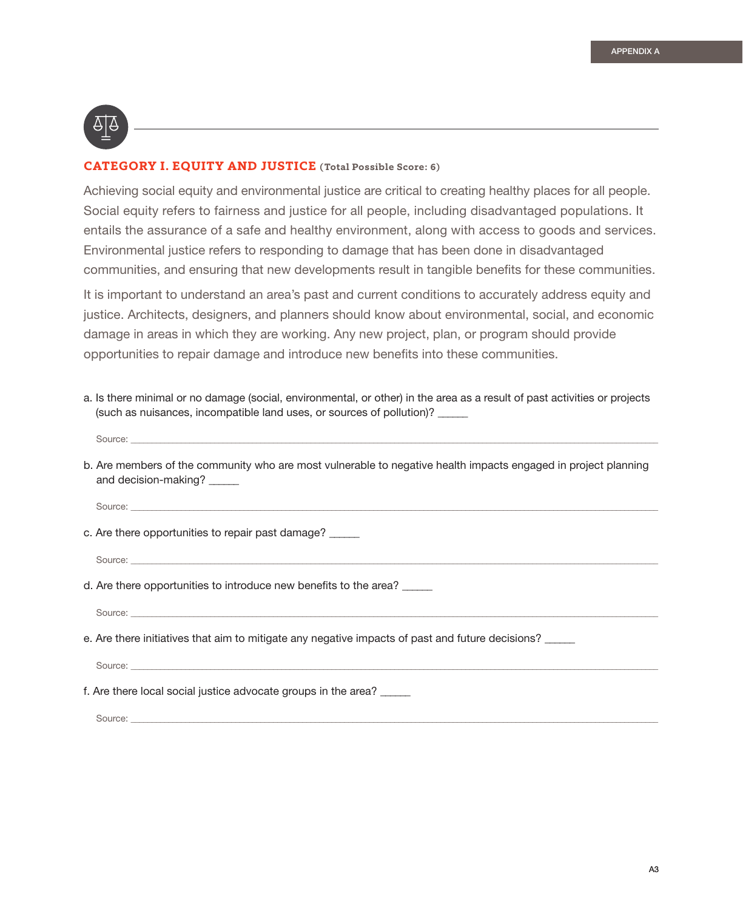## CATEGORY I. EQUITY AND JUSTICE (Total Possible Score: 6)

Achieving social equity and environmental justice are critical to creating healthy places for all people. Social equity refers to fairness and justice for all people, including disadvantaged populations. It entails the assurance of a safe and healthy environment, along with access to goods and services. Environmental justice refers to responding to damage that has been done in disadvantaged communities, and ensuring that new developments result in tangible benefits for these communities.

It is important to understand an area's past and current conditions to accurately address equity and justice. Architects, designers, and planners should know about environmental, social, and economic damage in areas in which they are working. Any new project, plan, or program should provide opportunities to repair damage and introduce new benefits into these communities.

a. Is there minimal or no damage (social, environmental, or other) in the area as a result of past activities or projects (such as nuisances, incompatible land uses, or sources of pollution)? _____

Source: ______________________________

b. Are members of the community who are most vulnerable to negative health impacts engaged in project planning and decision-making? _____

Source: ______________________________

c. Are there opportunities to repair past damage? _____

Source: ______________________________

d. Are there opportunities to introduce new benefits to the area? _____

Source: ______________________________

e. Are there initiatives that aim to mitigate any negative impacts of past and future decisions? _____

Source: ______________________________

f. Are there local social justice advocate groups in the area? _____

Source: ______________________________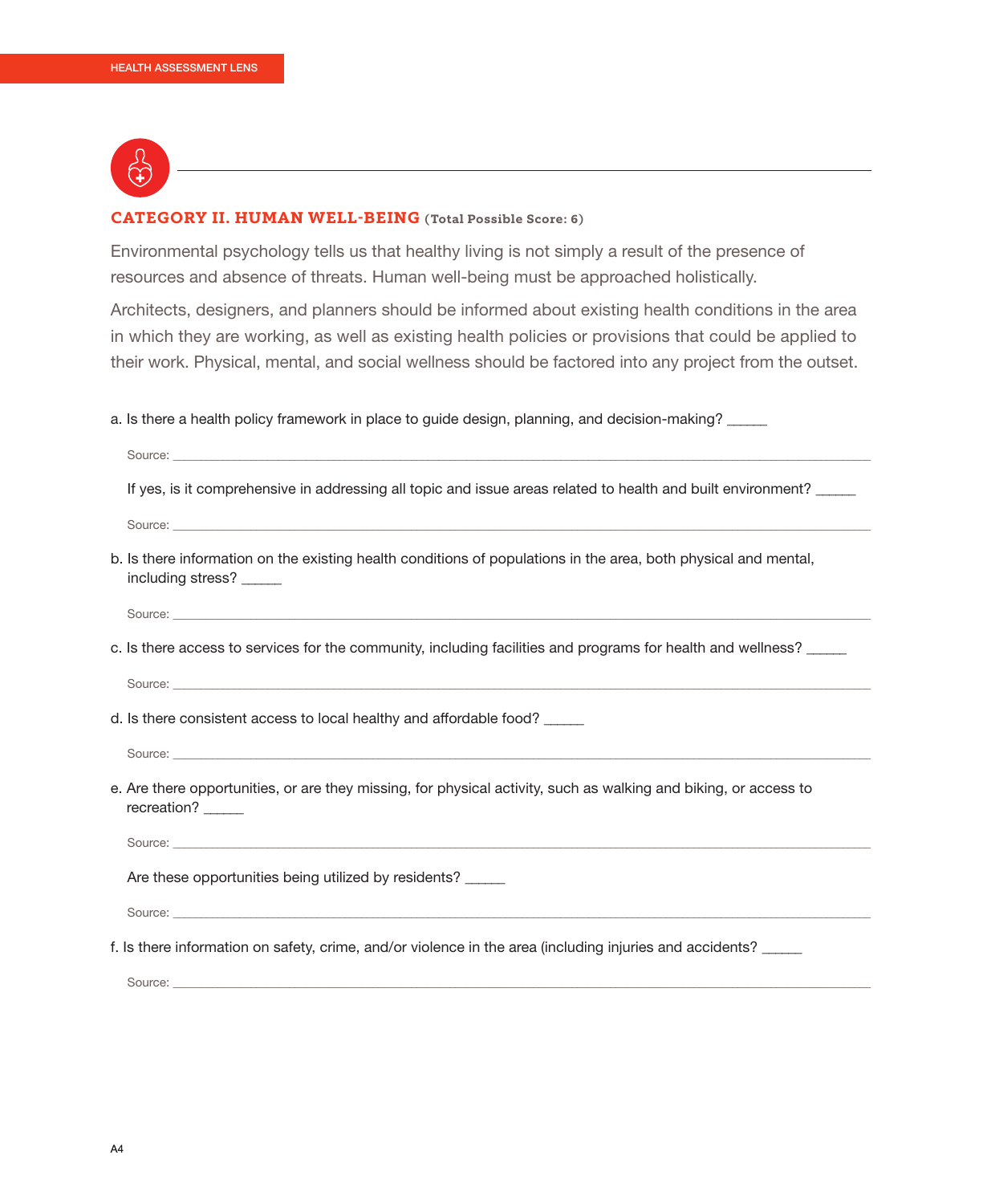## CATEGORY II. HUMAN WELL-BEING (Total Possible Score: 6)

Environmental psychology tells us that healthy living is not simply a result of the presence of resources and absence of threats. Human well-being must be approached holistically.

Architects, designers, and planners should be informed about existing health conditions in the area in which they are working, as well as existing health policies or provisions that could be applied to their work. Physical, mental, and social wellness should be factored into any project from the outset.

a. Is there a health policy framework in place to guide design, planning, and decision-making? _____

Source: ______________________________

If yes, is it comprehensive in addressing all topic and issue areas related to health and built environment? _____

Source: ______________________________

b. Is there information on the existing health conditions of populations in the area, both physical and mental, including stress? _____

Source: ______________________________

c. Is there access to services for the community, including facilities and programs for health and wellness? _____

Source: ______________________________

d. Is there consistent access to local healthy and affordable food? _____

Source: ______________________________

e. Are there opportunities, or are they missing, for physical activity, such as walking and biking, or access to recreation? _____

Source: ______________________________

Are these opportunities being utilized by residents? _____

Source: ______________________________

f. Is there information on safety, crime, and/or violence in the area (including injuries and accidents? _____

Source: ______________________________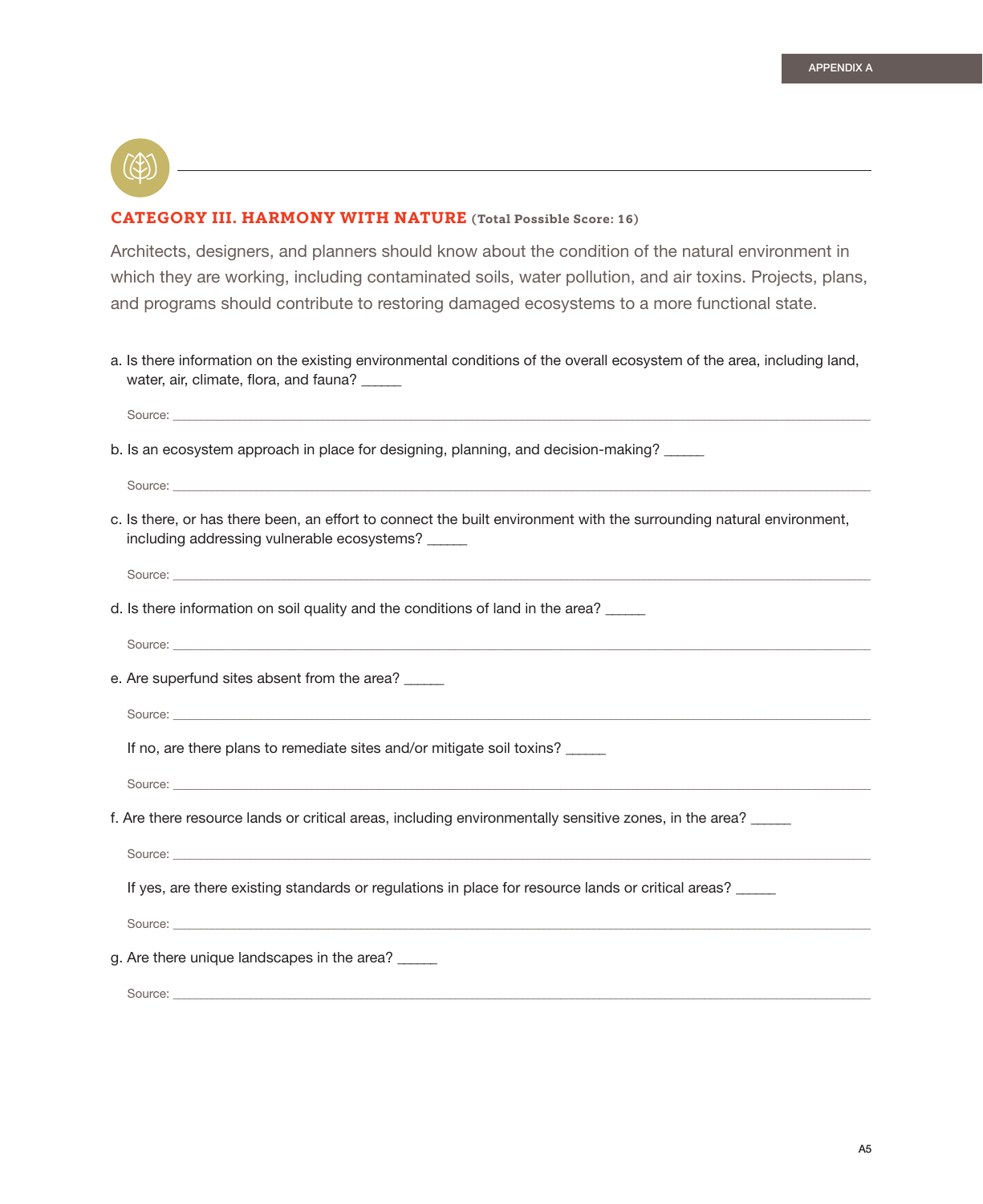## CATEGORY III. HARMONY WITH NATURE (Total Possible Score: 16)

Architects, designers, and planners should know about the condition of the natural environment in which they are working, including contaminated soils, water pollution, and air toxins. Projects, plans, and programs should contribute to restoring damaged ecosystems to a more functional state.

a. Is there information on the existing environmental conditions of the overall ecosystem of the area, including land, water, air, climate, flora, and fauna? _____

Source: ______________________________

b. Is an ecosystem approach in place for designing, planning, and decision-making? _____

Source: ______________________________

c. Is there, or has there been, an effort to connect the built environment with the surrounding natural environment, including addressing vulnerable ecosystems? _____

Source: ______________________________

d. Is there information on soil quality and the conditions of land in the area? _____

Source: ______________________________

e. Are superfund sites absent from the area? _____

Source: ______________________________

If no, are there plans to remediate sites and/or mitigate soil toxins? _____

Source: ______________________________

f. Are there resource lands or critical areas, including environmentally sensitive zones, in the area? _____

Source: ______________________________

If yes, are there existing standards or regulations in place for resource lands or critical areas? _____

Source: ______________________________

g. Are there unique landscapes in the area? _____

Source: ______________________________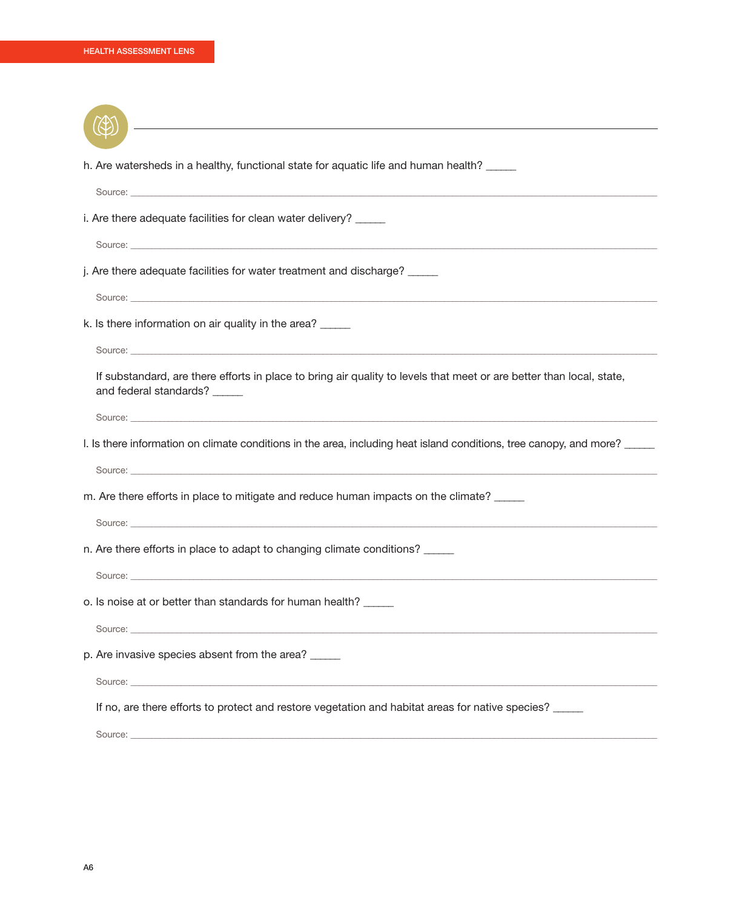h. Are watersheds in a healthy, functional state for aquatic life and human health? _____

Source: ____________________________________________

i. Are there adequate facilities for clean water delivery? _____

Source: ____________________________________________

j. Are there adequate facilities for water treatment and discharge? _____

Source: ____________________________________________

k. Is there information on air quality in the area? _____

Source: ____________________________________________

If substandard, are there efforts in place to bring air quality to levels that meet or are better than local, state, and federal standards? _____

Source: ____________________________________________

l. Is there information on climate conditions in the area, including heat island conditions, tree canopy, and more? _____

Source: ____________________________________________

m. Are there efforts in place to mitigate and reduce human impacts on the climate? _____

Source: ____________________________________________

n. Are there efforts in place to adapt to changing climate conditions? _____

Source: ____________________________________________

o. Is noise at or better than standards for human health? _____

Source: ____________________________________________

p. Are invasive species absent from the area? _____

Source: ____________________________________________

If no, are there efforts to protect and restore vegetation and habitat areas for native species? _____

Source: ____________________________________________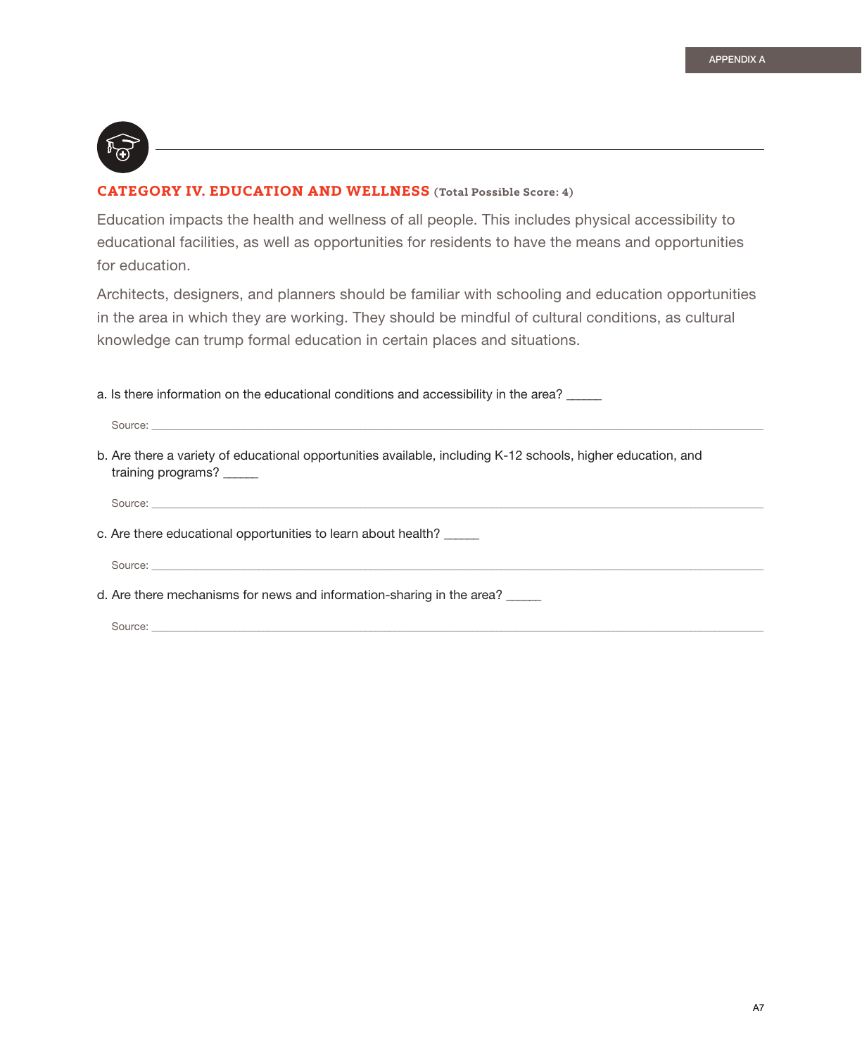## CATEGORY IV. EDUCATION AND WELLNESS (Total Possible Score: 4)

Education impacts the health and wellness of all people. This includes physical accessibility to educational facilities, as well as opportunities for residents to have the means and opportunities for education.

Architects, designers, and planners should be familiar with schooling and education opportunities in the area in which they are working. They should be mindful of cultural conditions, as cultural knowledge can trump formal education in certain places and situations.

a. Is there information on the educational conditions and accessibility in the area? _____

Source: ___________________________________________

b. Are there a variety of educational opportunities available, including K-12 schools, higher education, and training programs? _____

Source: ___________________________________________

c. Are there educational opportunities to learn about health? _____

Source: ___________________________________________

d. Are there mechanisms for news and information-sharing in the area? _____

Source: ___________________________________________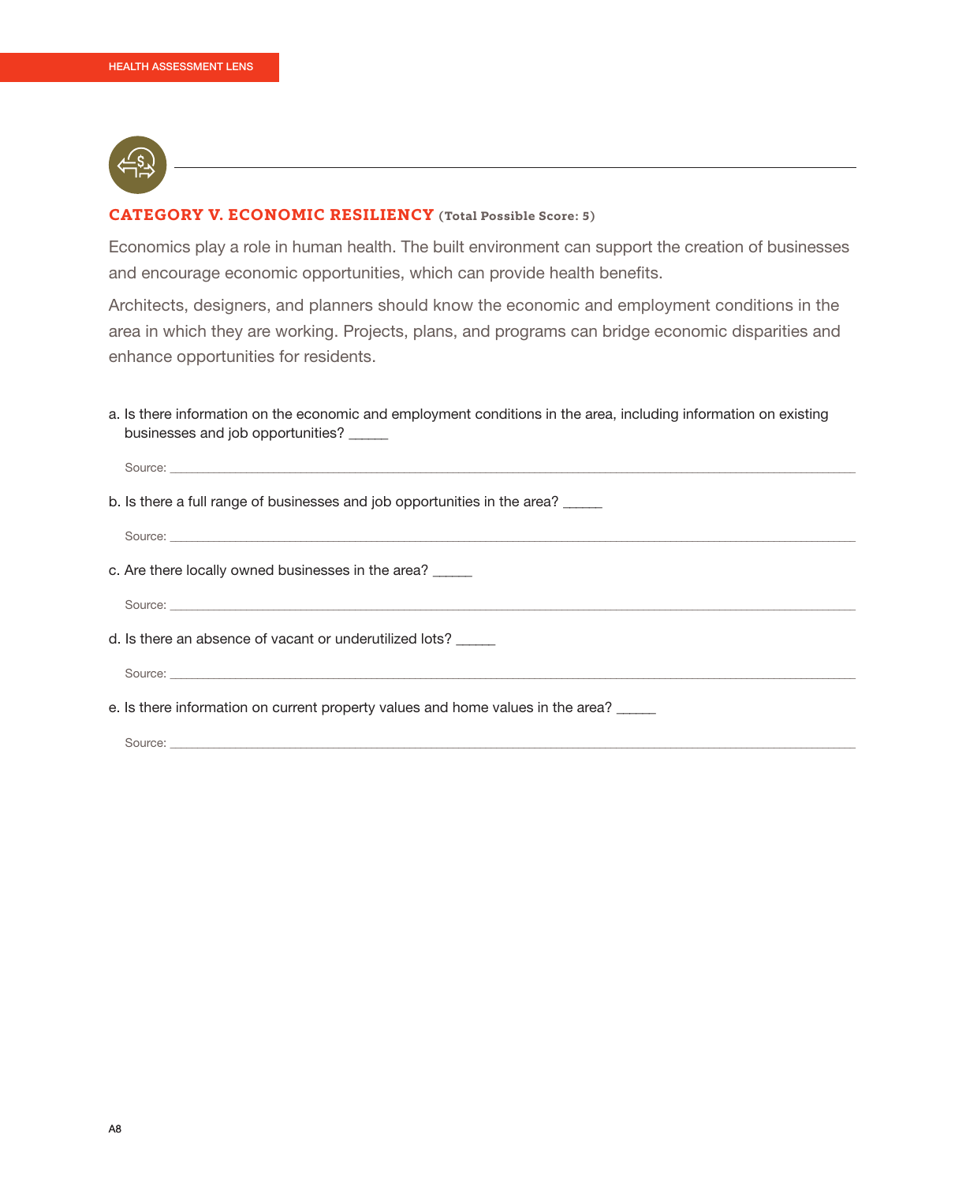## CATEGORY V. ECONOMIC RESILIENCY (Total Possible Score: 5)

Economics play a role in human health. The built environment can support the creation of businesses and encourage economic opportunities, which can provide health benefits.

Architects, designers, and planners should know the economic and employment conditions in the area in which they are working. Projects, plans, and programs can bridge economic disparities and enhance opportunities for residents.

a. Is there information on the economic and employment conditions in the area, including information on existing businesses and job opportunities? _____

Source: ____________________

b. Is there a full range of businesses and job opportunities in the area? _____

Source: ____________________

c. Are there locally owned businesses in the area? _____

Source: ____________________

d. Is there an absence of vacant or underutilized lots? _____

Source: ____________________

e. Is there information on current property values and home values in the area? _____

Source: ____________________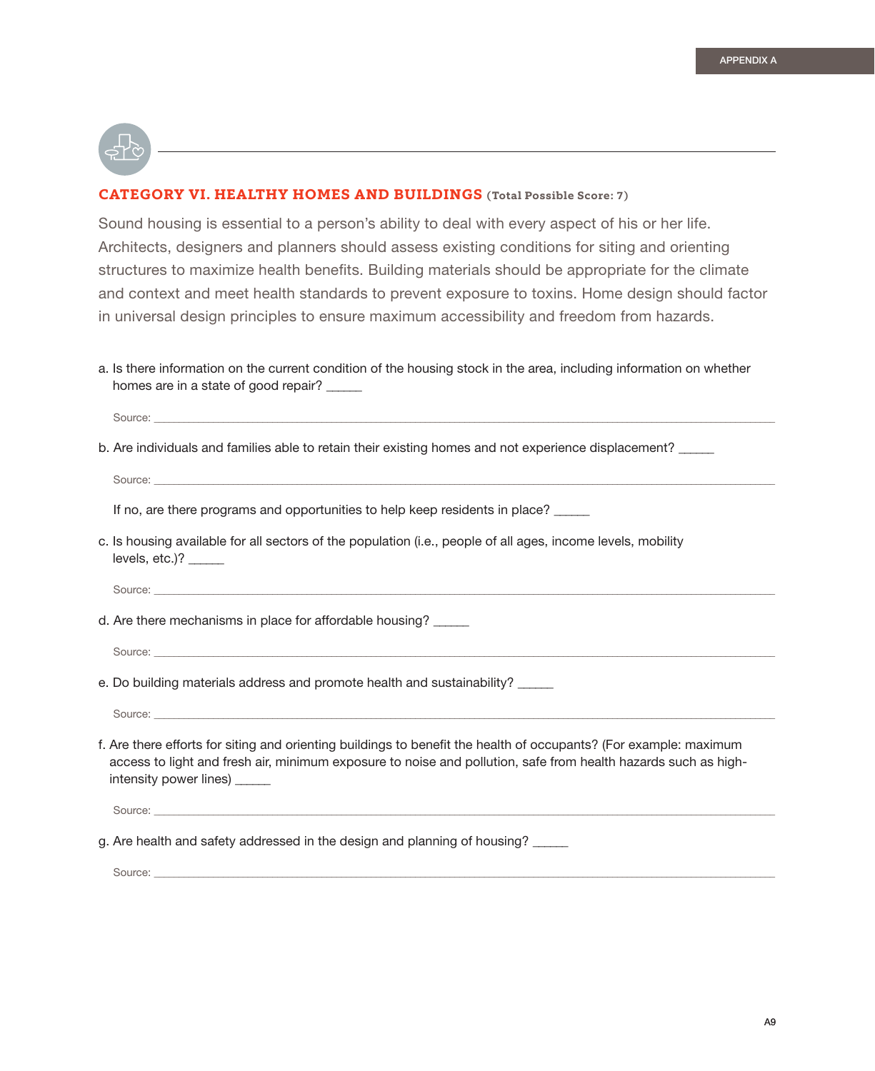## CATEGORY VI. HEALTHY HOMES AND BUILDINGS (Total Possible Score: 7)

Sound housing is essential to a person's ability to deal with every aspect of his or her life. Architects, designers and planners should assess existing conditions for siting and orienting structures to maximize health benefits. Building materials should be appropriate for the climate and context and meet health standards to prevent exposure to toxins. Home design should factor in universal design principles to ensure maximum accessibility and freedom from hazards.

a. Is there information on the current condition of the housing stock in the area, including information on whether homes are in a state of good repair? _____

Source: ______________________________________________________________________________

b. Are individuals and families able to retain their existing homes and not experience displacement? _____

Source: ______________________________________________________________________________

If no, are there programs and opportunities to help keep residents in place? _____

c. Is housing available for all sectors of the population (i.e., people of all ages, income levels, mobility levels, etc.)? _____

Source: ______________________________________________________________________________

d. Are there mechanisms in place for affordable housing? _____

Source: ______________________________________________________________________________

e. Do building materials address and promote health and sustainability? _____

Source: ______________________________________________________________________________

f. Are there efforts for siting and orienting buildings to benefit the health of occupants? (For example: maximum access to light and fresh air, minimum exposure to noise and pollution, safe from health hazards such as high-intensity power lines) _____

Source: ______________________________________________________________________________

g. Are health and safety addressed in the design and planning of housing? _____

Source: ______________________________________________________________________________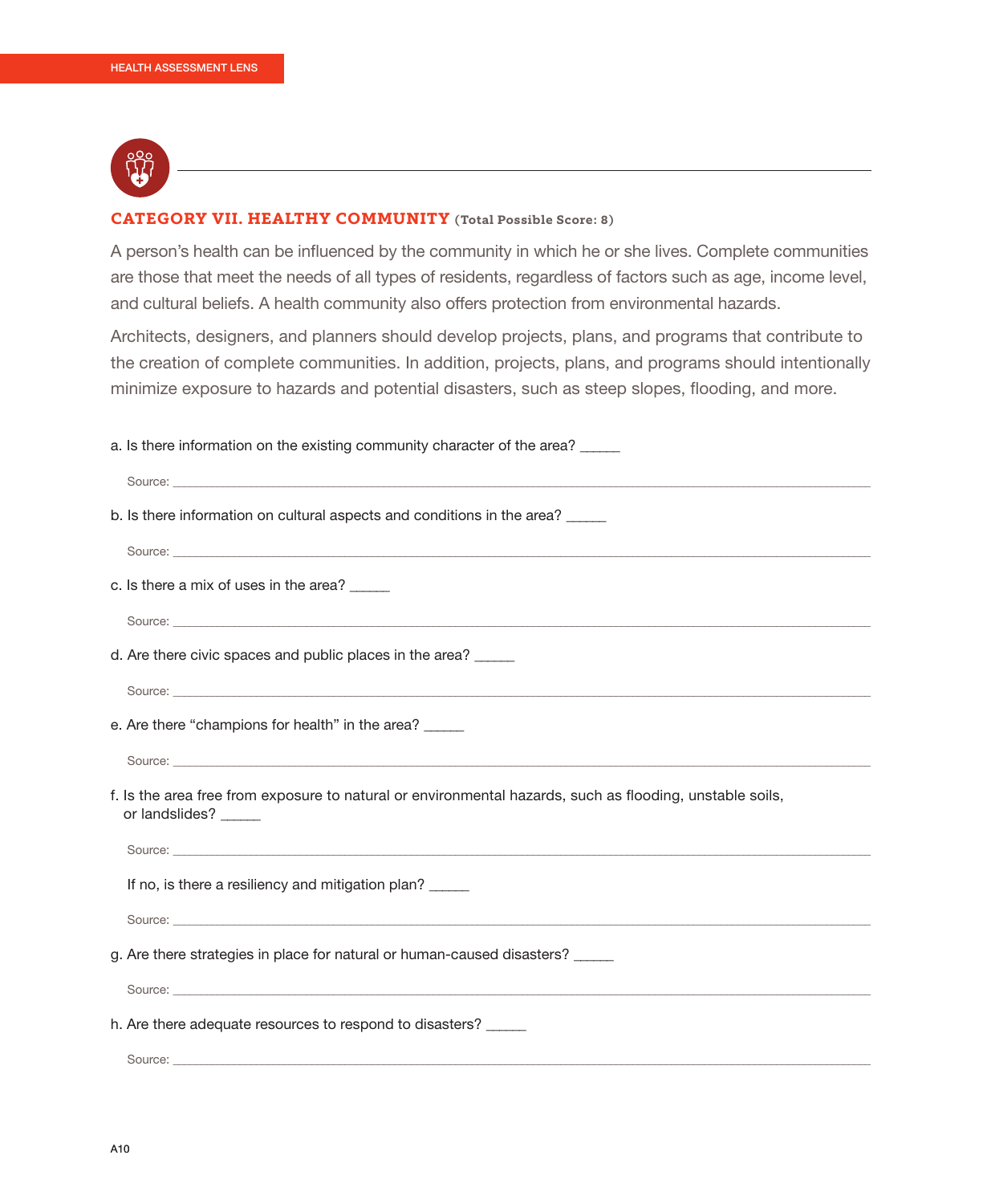## CATEGORY VII. HEALTHY COMMUNITY (Total Possible Score: 8)

A person's health can be influenced by the community in which he or she lives. Complete communities are those that meet the needs of all types of residents, regardless of factors such as age, income level, and cultural beliefs. A health community also offers protection from environmental hazards.

Architects, designers, and planners should develop projects, plans, and programs that contribute to the creation of complete communities. In addition, projects, plans, and programs should intentionally minimize exposure to hazards and potential disasters, such as steep slopes, flooding, and more.

a. Is there information on the existing community character of the area? _____

Source: ____________________

b. Is there information on cultural aspects and conditions in the area? _____

Source: ____________________

c. Is there a mix of uses in the area? _____

Source: ____________________

d. Are there civic spaces and public places in the area? _____

Source: ____________________

e. Are there "champions for health" in the area? _____

Source: ____________________

f. Is the area free from exposure to natural or environmental hazards, such as flooding, unstable soils, or landslides? _____

Source: ____________________

If no, is there a resiliency and mitigation plan? _____

Source: ____________________

g. Are there strategies in place for natural or human-caused disasters? _____

Source: ____________________

h. Are there adequate resources to respond to disasters? _____

Source: ____________________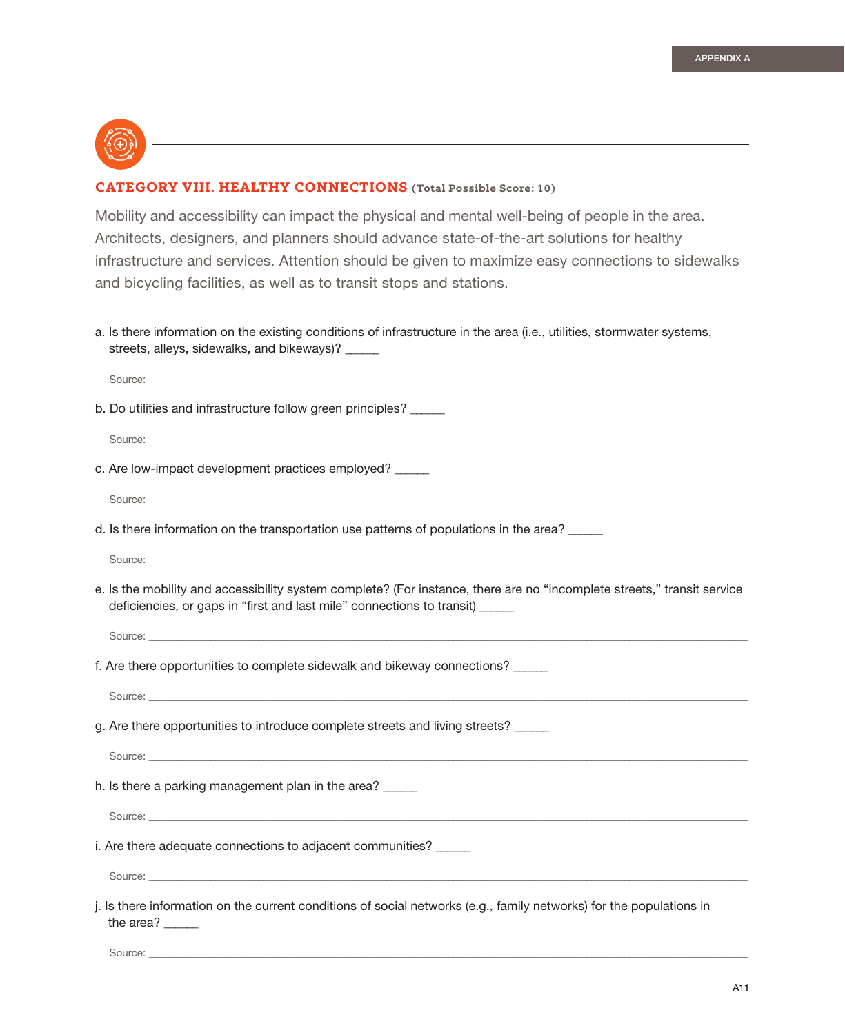## CATEGORY VIII. HEALTHY CONNECTIONS (Total Possible Score: 10)

Mobility and accessibility can impact the physical and mental well-being of people in the area. Architects, designers, and planners should advance state-of-the-art solutions for healthy infrastructure and services. Attention should be given to maximize easy connections to sidewalks and bicycling facilities, as well as to transit stops and stations.

a. Is there information on the existing conditions of infrastructure in the area (i.e., utilities, stormwater systems, streets, alleys, sidewalks, and bikeways)? _____

Source: ______________________________________________________________________________

b. Do utilities and infrastructure follow green principles? _____

Source: ______________________________________________________________________________

c. Are low-impact development practices employed? _____

Source: ______________________________________________________________________________

d. Is there information on the transportation use patterns of populations in the area? _____

Source: ______________________________________________________________________________

e. Is the mobility and accessibility system complete? (For instance, there are no “incomplete streets,” transit service deficiencies, or gaps in “first and last mile” connections to transit) _____

Source: ______________________________________________________________________________

f. Are there opportunities to complete sidewalk and bikeway connections? _____

Source: ______________________________________________________________________________

g. Are there opportunities to introduce complete streets and living streets? _____

Source: ______________________________________________________________________________

h. Is there a parking management plan in the area? _____

Source: ______________________________________________________________________________

i. Are there adequate connections to adjacent communities? _____

Source: ______________________________________________________________________________

j. Is there information on the current conditions of social networks (e.g., family networks) for the populations in the area? _____

Source: ______________________________________________________________________________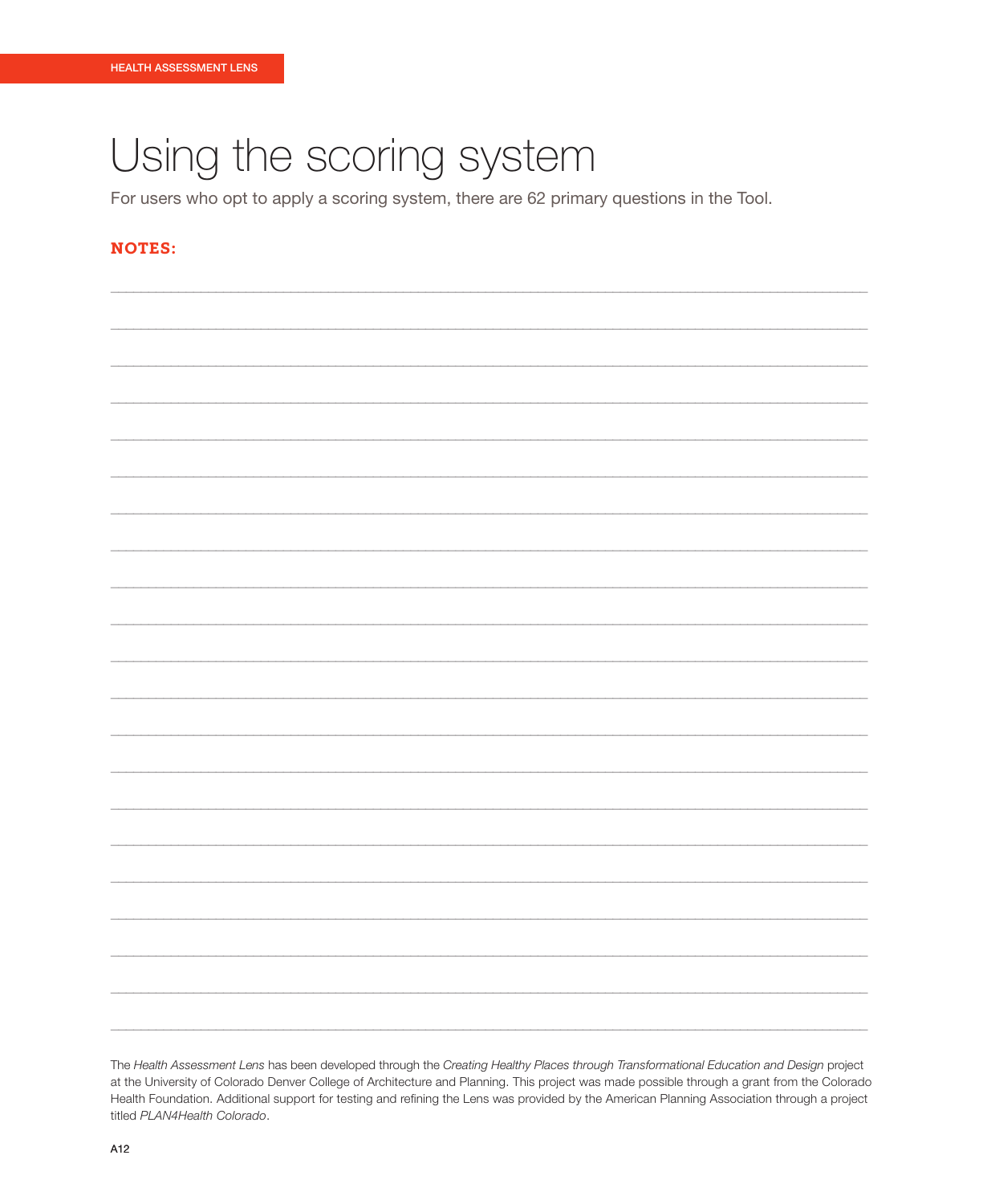# Using the scoring system

For users who opt to apply a scoring system, there are 62 primary questions in the Tool.

**NOTES:**

The *Health Assessment Lens* has been developed through the *Creating Healthy Places through Transformational Education and Design* project at the University of Colorado Denver College of Architecture and Planning. This project was made possible through a grant from the Colorado Health Foundation. Additional support for testing and refining the Lens was provided by the American Planning Association through a project titled *PLAN4Health Colorado*.